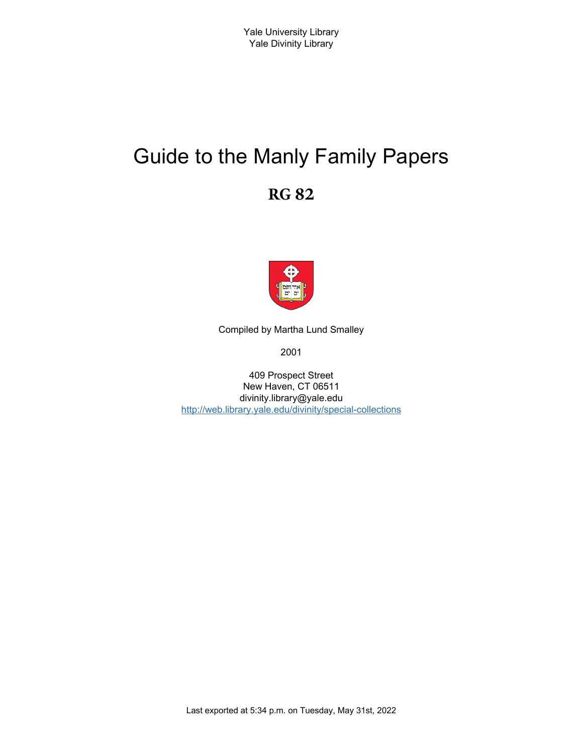Yale University Library
Yale Divinity Library

# Guide to the Manly Family Papers

## RG 82

Compiled by Martha Lund Smalley

2001

409 Prospect Street
New Haven, CT 06511
divinity.library@yale.edu
[http://web.library.yale.edu/divinity/special-collections](http://web.library.yale.edu/divinity/special-collections)

Last exported at 5:34 p.m. on Tuesday, May 31st, 2022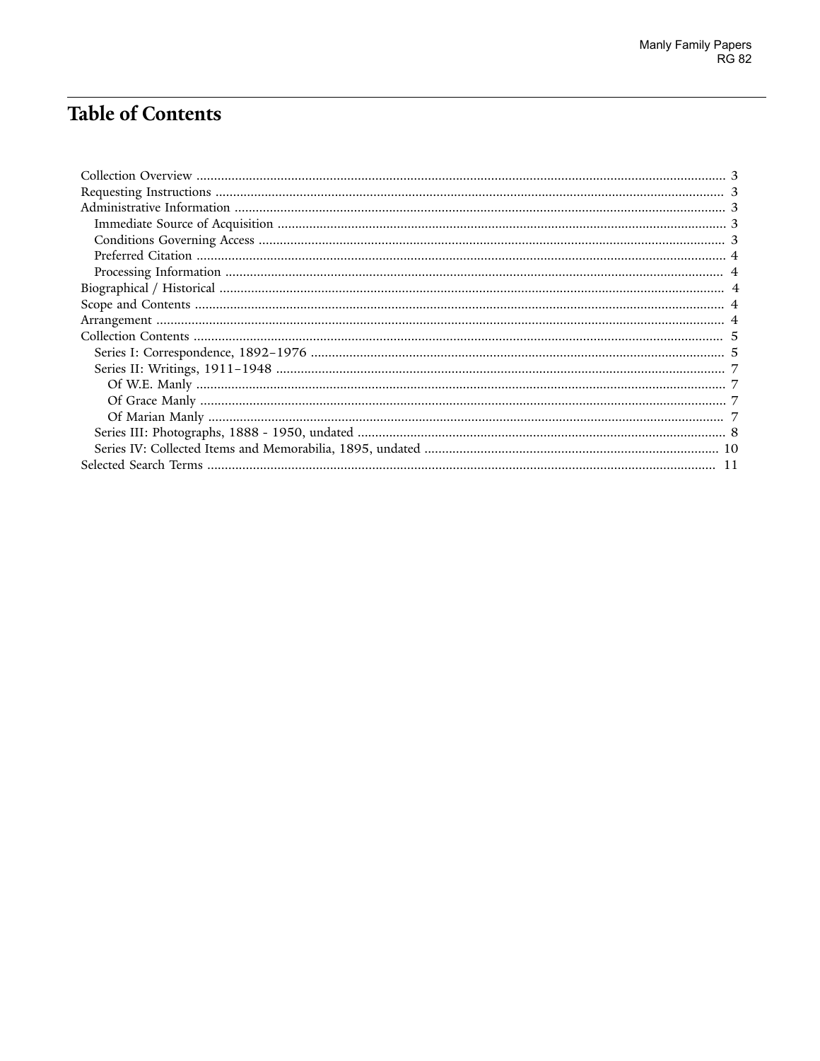# Table of Contents

- Collection Overview ........................................................................................ 3
- Requesting Instructions ........................................................................................ 3
- Administrative Information ........................................................................................ 3
  - Immediate Source of Acquisition ........................................................................................ 3
  - Conditions Governing Access ........................................................................................ 3
  - Preferred Citation ........................................................................................ 4
  - Processing Information ........................................................................................ 4
- Biographical / Historical ........................................................................................ 4
- Scope and Contents ........................................................................................ 4
- Arrangement ........................................................................................ 4
- Collection Contents ........................................................................................ 5
  - Series I: Correspondence, 1892–1976 ........................................................................................ 5
  - Series II: Writings, 1911–1948 ........................................................................................ 7
    - Of W.E. Manly ........................................................................................ 7
    - Of Grace Manly ........................................................................................ 7
    - Of Marian Manly ........................................................................................ 7
  - Series III: Photographs, 1888 - 1950, undated ........................................................................................ 8
  - Series IV: Collected Items and Memorabilia, 1895, undated ........................................................................................ 10
- Selected Search Terms ........................................................................................ 11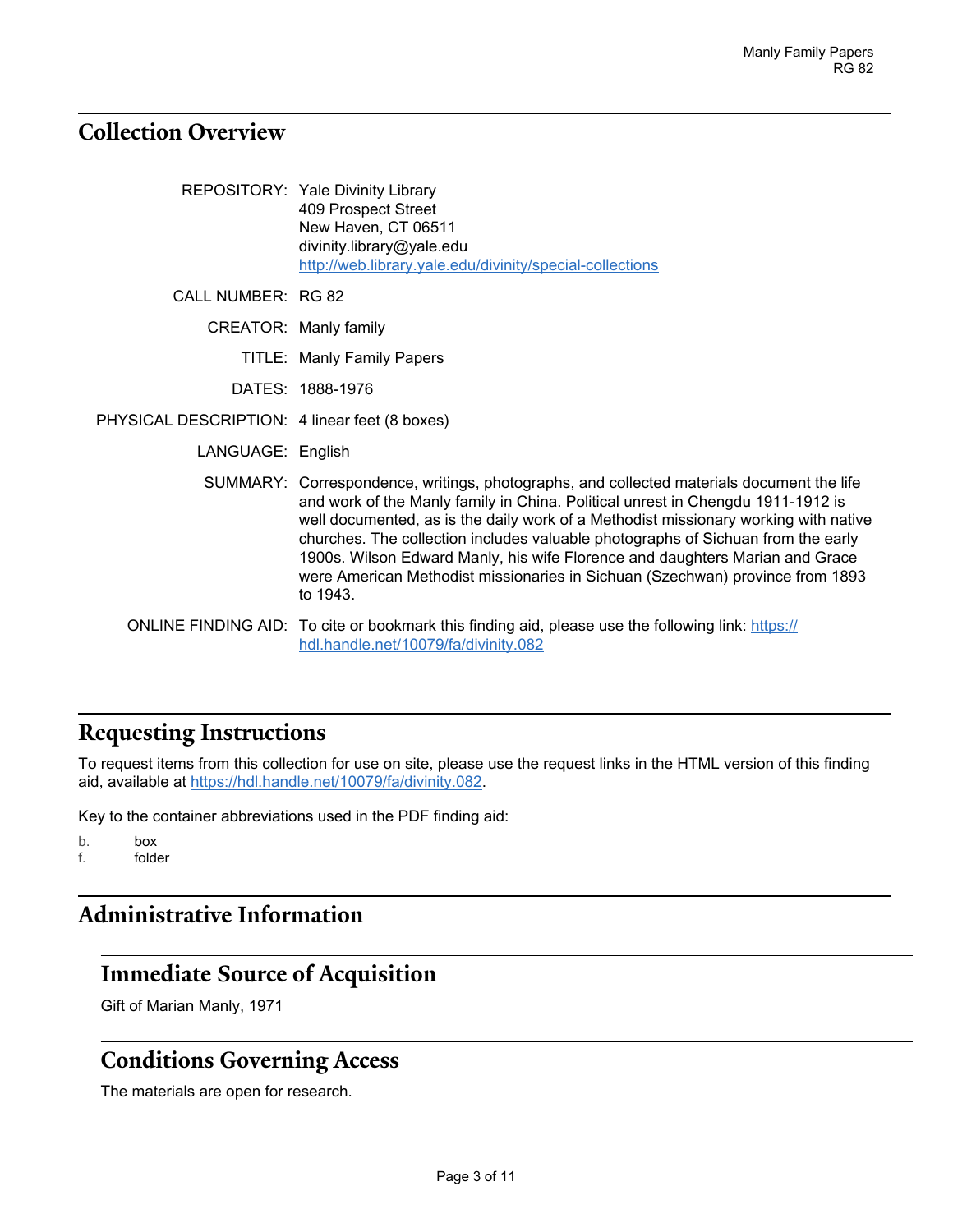## Collection Overview

| | |
|---|---|
| REPOSITORY: | Yale Divinity Library<br>409 Prospect Street<br>New Haven, CT 06511<br>divinity.library@yale.edu<br>[http://web.library.yale.edu/divinity/special-collections](http://web.library.yale.edu/divinity/special-collections) |
| CALL NUMBER: | RG 82 |
| CREATOR: | Manly family |
| TITLE: | Manly Family Papers |
| DATES: | 1888-1976 |
| PHYSICAL DESCRIPTION: | 4 linear feet (8 boxes) |
| LANGUAGE: | English |
| SUMMARY: | Correspondence, writings, photographs, and collected materials document the life and work of the Manly family in China. Political unrest in Chengdu 1911-1912 is well documented, as is the daily work of a Methodist missionary working with native churches. The collection includes valuable photographs of Sichuan from the early 1900s. Wilson Edward Manly, his wife Florence and daughters Marian and Grace were American Methodist missionaries in Sichuan (Szechwan) province from 1893 to 1943. |
| ONLINE FINDING AID: | To cite or bookmark this finding aid, please use the following link: [https://hdl.handle.net/10079/fa/divinity.082](https://hdl.handle.net/10079/fa/divinity.082) |

## Requesting Instructions

To request items from this collection for use on site, please use the request links in the HTML version of this finding aid, available at [https://hdl.handle.net/10079/fa/divinity.082](https://hdl.handle.net/10079/fa/divinity.082).

Key to the container abbreviations used in the PDF finding aid:

b. box
f. folder

## Administrative Information

### Immediate Source of Acquisition

Gift of Marian Manly, 1971

### Conditions Governing Access

The materials are open for research.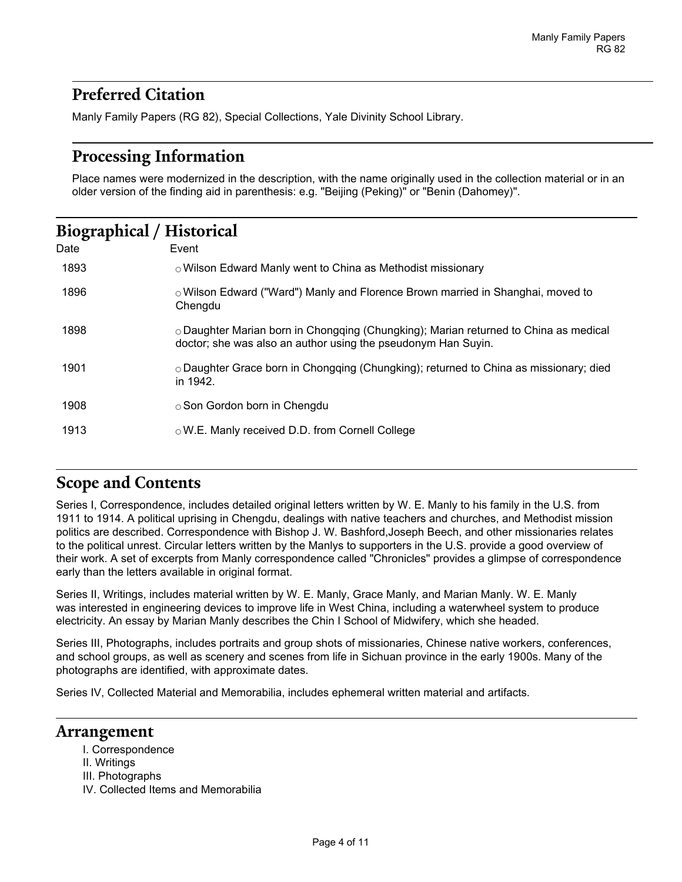## Preferred Citation

Manly Family Papers (RG 82), Special Collections, Yale Divinity School Library.

## Processing Information

Place names were modernized in the description, with the name originally used in the collection material or in an older version of the finding aid in parenthesis: e.g. "Beijing (Peking)" or "Benin (Dahomey)".

## Biographical / Historical

| Date | Event |
|---|---|
| 1893 | ○ Wilson Edward Manly went to China as Methodist missionary |
| 1896 | ○ Wilson Edward ("Ward") Manly and Florence Brown married in Shanghai, moved to Chengdu |
| 1898 | ○ Daughter Marian born in Chongqing (Chungking); Marian returned to China as medical doctor; she was also an author using the pseudonym Han Suyin. |
| 1901 | ○ Daughter Grace born in Chongqing (Chungking); returned to China as missionary; died in 1942. |
| 1908 | ○ Son Gordon born in Chengdu |
| 1913 | ○ W.E. Manly received D.D. from Cornell College |

## Scope and Contents

Series I, Correspondence, includes detailed original letters written by W. E. Manly to his family in the U.S. from 1911 to 1914. A political uprising in Chengdu, dealings with native teachers and churches, and Methodist mission politics are described. Correspondence with Bishop J. W. Bashford,Joseph Beech, and other missionaries relates to the political unrest. Circular letters written by the Manlys to supporters in the U.S. provide a good overview of their work. A set of excerpts from Manly correspondence called "Chronicles" provides a glimpse of correspondence early than the letters available in original format.

Series II, Writings, includes material written by W. E. Manly, Grace Manly, and Marian Manly. W. E. Manly was interested in engineering devices to improve life in West China, including a waterwheel system to produce electricity. An essay by Marian Manly describes the Chin I School of Midwifery, which she headed.

Series III, Photographs, includes portraits and group shots of missionaries, Chinese native workers, conferences, and school groups, as well as scenery and scenes from life in Sichuan province in the early 1900s. Many of the photographs are identified, with approximate dates.

Series IV, Collected Material and Memorabilia, includes ephemeral written material and artifacts.

## Arrangement

I. Correspondence
II. Writings
III. Photographs
IV. Collected Items and Memorabilia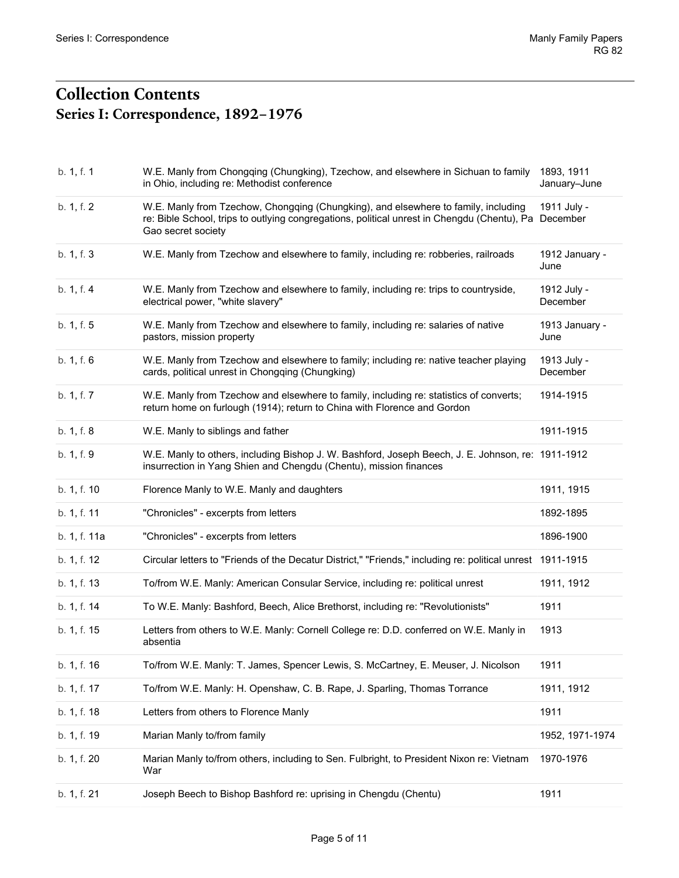# Collection Contents

## Series I: Correspondence, 1892–1976

| | | |
|---|---|---|
| b. 1, f. 1 | W.E. Manly from Chongqing (Chungking), Tzechow, and elsewhere in Sichuan to family in Ohio, including re: Methodist conference | 1893, 1911 January–June |
| b. 1, f. 2 | W.E. Manly from Tzechow, Chongqing (Chungking), and elsewhere to family, including re: Bible School, trips to outlying congregations, political unrest in Chengdu (Chentu), Pa Gao secret society | 1911 July - December |
| b. 1, f. 3 | W.E. Manly from Tzechow and elsewhere to family, including re: robberies, railroads | 1912 January - June |
| b. 1, f. 4 | W.E. Manly from Tzechow and elsewhere to family, including re: trips to countryside, electrical power, "white slavery" | 1912 July - December |
| b. 1, f. 5 | W.E. Manly from Tzechow and elsewhere to family, including re: salaries of native pastors, mission property | 1913 January - June |
| b. 1, f. 6 | W.E. Manly from Tzechow and elsewhere to family; including re: native teacher playing cards, political unrest in Chongqing (Chungking) | 1913 July - December |
| b. 1, f. 7 | W.E. Manly from Tzechow and elsewhere to family, including re: statistics of converts; return home on furlough (1914); return to China with Florence and Gordon | 1914-1915 |
| b. 1, f. 8 | W.E. Manly to siblings and father | 1911-1915 |
| b. 1, f. 9 | W.E. Manly to others, including Bishop J. W. Bashford, Joseph Beech, J. E. Johnson, re: insurrection in Yang Shien and Chengdu (Chentu), mission finances | 1911-1912 |
| b. 1, f. 10 | Florence Manly to W.E. Manly and daughters | 1911, 1915 |
| b. 1, f. 11 | "Chronicles" - excerpts from letters | 1892-1895 |
| b. 1, f. 11a | "Chronicles" - excerpts from letters | 1896-1900 |
| b. 1, f. 12 | Circular letters to "Friends of the Decatur District," "Friends," including re: political unrest | 1911-1915 |
| b. 1, f. 13 | To/from W.E. Manly: American Consular Service, including re: political unrest | 1911, 1912 |
| b. 1, f. 14 | To W.E. Manly: Bashford, Beech, Alice Brethorst, including re: "Revolutionists" | 1911 |
| b. 1, f. 15 | Letters from others to W.E. Manly: Cornell College re: D.D. conferred on W.E. Manly in absentia | 1913 |
| b. 1, f. 16 | To/from W.E. Manly: T. James, Spencer Lewis, S. McCartney, E. Meuser, J. Nicolson | 1911 |
| b. 1, f. 17 | To/from W.E. Manly: H. Openshaw, C. B. Rape, J. Sparling, Thomas Torrance | 1911, 1912 |
| b. 1, f. 18 | Letters from others to Florence Manly | 1911 |
| b. 1, f. 19 | Marian Manly to/from family | 1952, 1971-1974 |
| b. 1, f. 20 | Marian Manly to/from others, including to Sen. Fulbright, to President Nixon re: Vietnam War | 1970-1976 |
| b. 1, f. 21 | Joseph Beech to Bishop Bashford re: uprising in Chengdu (Chentu) | 1911 |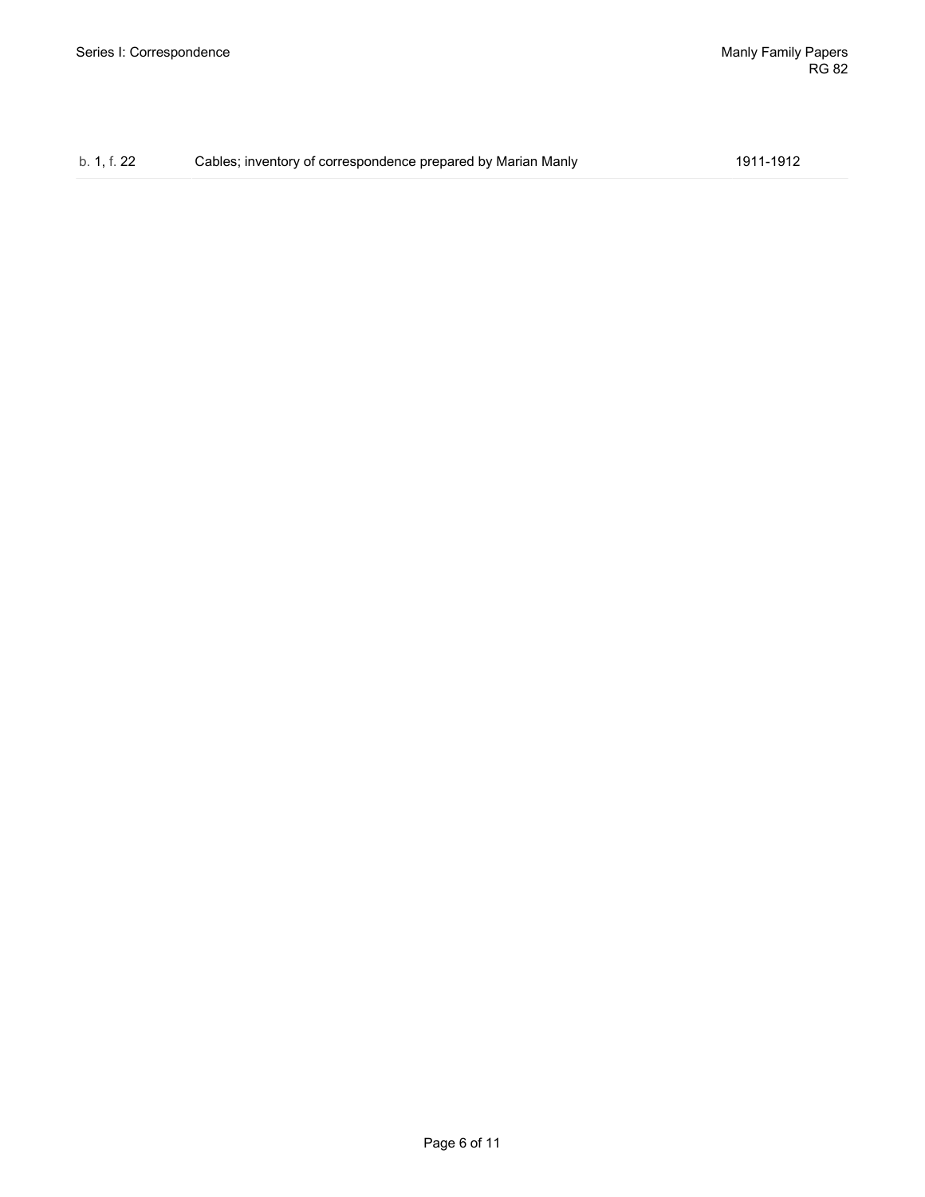| | | |
|---|---|---|
| b. 1, f. 22 | Cables; inventory of correspondence prepared by Marian Manly | 1911-1912 |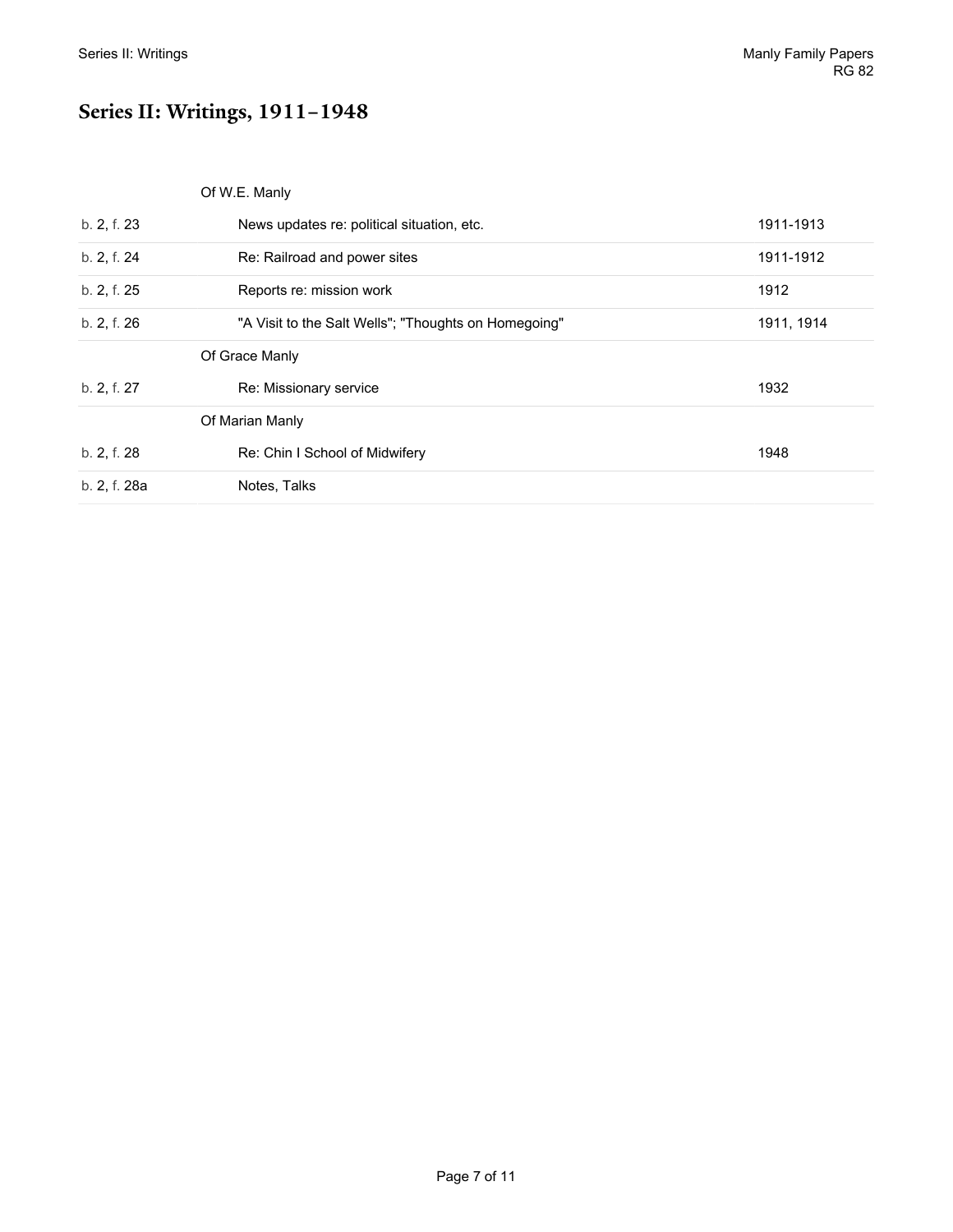# Series II: Writings, 1911–1948

| | | |
|---|---|---|
| | Of W.E. Manly | |
| b. 2, f. 23 | News updates re: political situation, etc. | 1911-1913 |
| b. 2, f. 24 | Re: Railroad and power sites | 1911-1912 |
| b. 2, f. 25 | Reports re: mission work | 1912 |
| b. 2, f. 26 | "A Visit to the Salt Wells"; "Thoughts on Homegoing" | 1911, 1914 |
| | Of Grace Manly | |
| b. 2, f. 27 | Re: Missionary service | 1932 |
| | Of Marian Manly | |
| b. 2, f. 28 | Re: Chin I School of Midwifery | 1948 |
| b. 2, f. 28a | Notes, Talks | |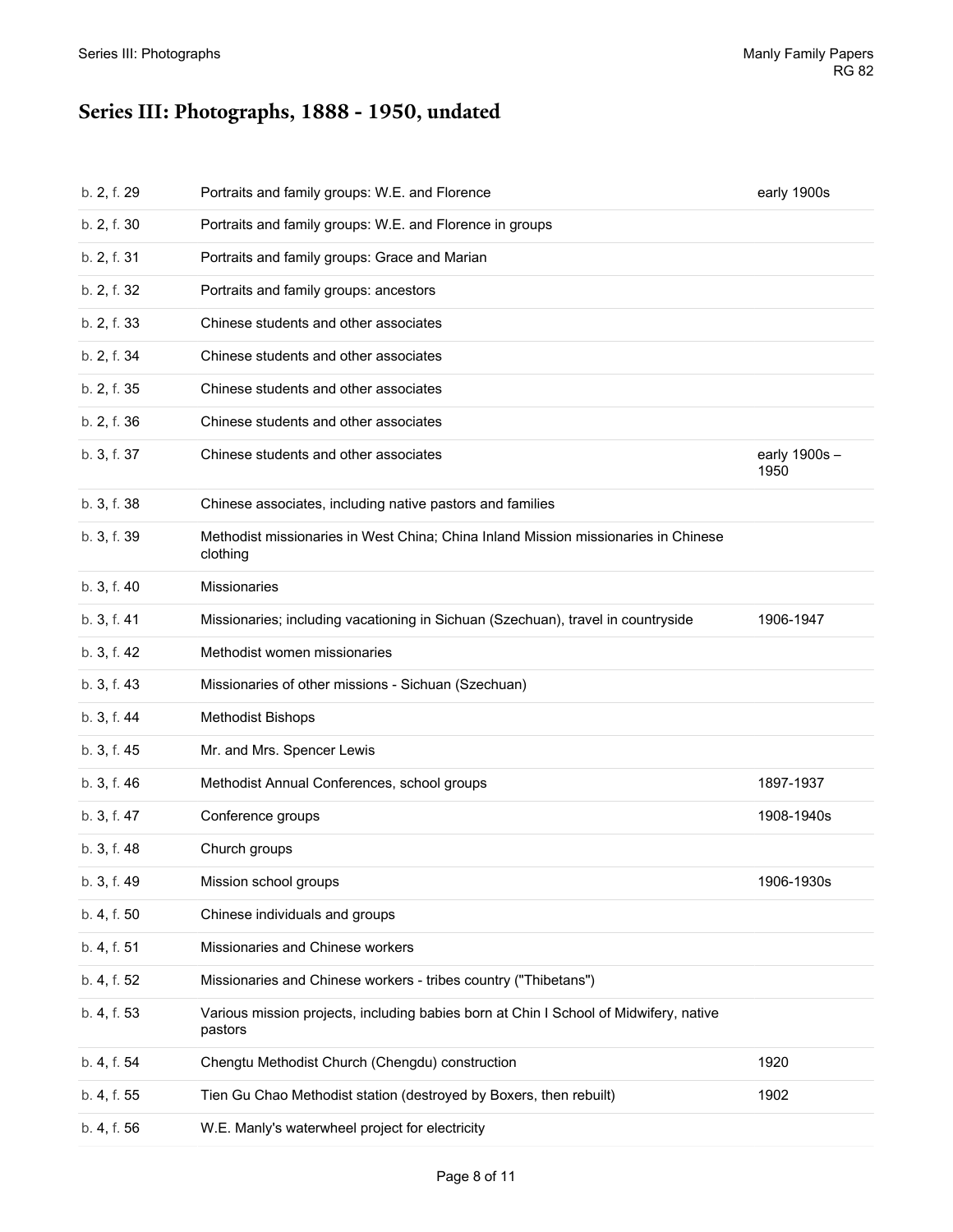# Series III: Photographs, 1888 - 1950, undated

| | | |
|---|---|---|
| b. 2, f. 29 | Portraits and family groups: W.E. and Florence | early 1900s |
| b. 2, f. 30 | Portraits and family groups: W.E. and Florence in groups | |
| b. 2, f. 31 | Portraits and family groups: Grace and Marian | |
| b. 2, f. 32 | Portraits and family groups: ancestors | |
| b. 2, f. 33 | Chinese students and other associates | |
| b. 2, f. 34 | Chinese students and other associates | |
| b. 2, f. 35 | Chinese students and other associates | |
| b. 2, f. 36 | Chinese students and other associates | |
| b. 3, f. 37 | Chinese students and other associates | early 1900s – 1950 |
| b. 3, f. 38 | Chinese associates, including native pastors and families | |
| b. 3, f. 39 | Methodist missionaries in West China; China Inland Mission missionaries in Chinese clothing | |
| b. 3, f. 40 | Missionaries | |
| b. 3, f. 41 | Missionaries; including vacationing in Sichuan (Szechuan), travel in countryside | 1906-1947 |
| b. 3, f. 42 | Methodist women missionaries | |
| b. 3, f. 43 | Missionaries of other missions - Sichuan (Szechuan) | |
| b. 3, f. 44 | Methodist Bishops | |
| b. 3, f. 45 | Mr. and Mrs. Spencer Lewis | |
| b. 3, f. 46 | Methodist Annual Conferences, school groups | 1897-1937 |
| b. 3, f. 47 | Conference groups | 1908-1940s |
| b. 3, f. 48 | Church groups | |
| b. 3, f. 49 | Mission school groups | 1906-1930s |
| b. 4, f. 50 | Chinese individuals and groups | |
| b. 4, f. 51 | Missionaries and Chinese workers | |
| b. 4, f. 52 | Missionaries and Chinese workers - tribes country ("Thibetans") | |
| b. 4, f. 53 | Various mission projects, including babies born at Chin I School of Midwifery, native pastors | |
| b. 4, f. 54 | Chengtu Methodist Church (Chengdu) construction | 1920 |
| b. 4, f. 55 | Tien Gu Chao Methodist station (destroyed by Boxers, then rebuilt) | 1902 |
| b. 4, f. 56 | W.E. Manly's waterwheel project for electricity | |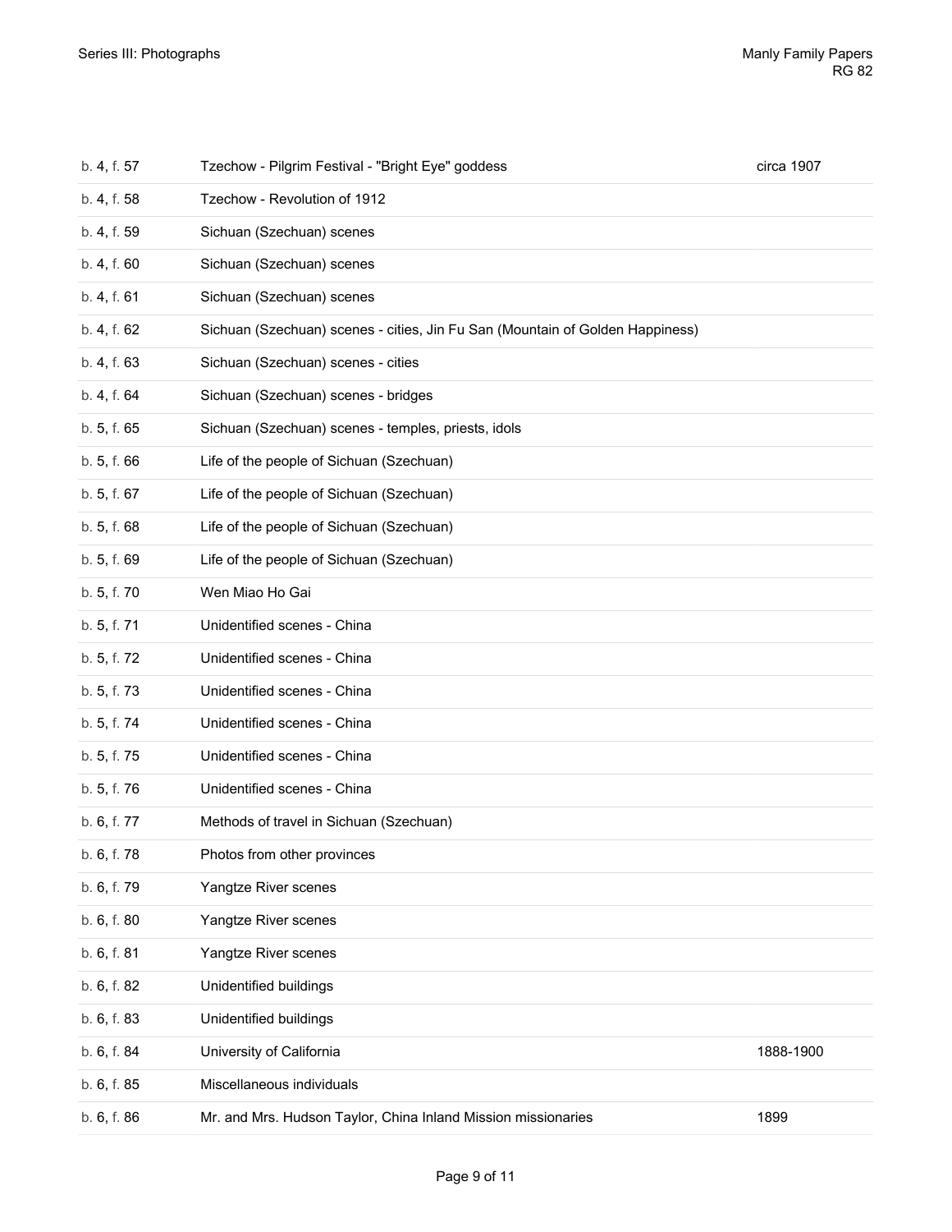| | | |
|---|---|---|
| b. 4, f. 57 | Tzechow - Pilgrim Festival - "Bright Eye" goddess | circa 1907 |
| b. 4, f. 58 | Tzechow - Revolution of 1912 | |
| b. 4, f. 59 | Sichuan (Szechuan) scenes | |
| b. 4, f. 60 | Sichuan (Szechuan) scenes | |
| b. 4, f. 61 | Sichuan (Szechuan) scenes | |
| b. 4, f. 62 | Sichuan (Szechuan) scenes - cities, Jin Fu San (Mountain of Golden Happiness) | |
| b. 4, f. 63 | Sichuan (Szechuan) scenes - cities | |
| b. 4, f. 64 | Sichuan (Szechuan) scenes - bridges | |
| b. 5, f. 65 | Sichuan (Szechuan) scenes - temples, priests, idols | |
| b. 5, f. 66 | Life of the people of Sichuan (Szechuan) | |
| b. 5, f. 67 | Life of the people of Sichuan (Szechuan) | |
| b. 5, f. 68 | Life of the people of Sichuan (Szechuan) | |
| b. 5, f. 69 | Life of the people of Sichuan (Szechuan) | |
| b. 5, f. 70 | Wen Miao Ho Gai | |
| b. 5, f. 71 | Unidentified scenes - China | |
| b. 5, f. 72 | Unidentified scenes - China | |
| b. 5, f. 73 | Unidentified scenes - China | |
| b. 5, f. 74 | Unidentified scenes - China | |
| b. 5, f. 75 | Unidentified scenes - China | |
| b. 5, f. 76 | Unidentified scenes - China | |
| b. 6, f. 77 | Methods of travel in Sichuan (Szechuan) | |
| b. 6, f. 78 | Photos from other provinces | |
| b. 6, f. 79 | Yangtze River scenes | |
| b. 6, f. 80 | Yangtze River scenes | |
| b. 6, f. 81 | Yangtze River scenes | |
| b. 6, f. 82 | Unidentified buildings | |
| b. 6, f. 83 | Unidentified buildings | |
| b. 6, f. 84 | University of California | 1888-1900 |
| b. 6, f. 85 | Miscellaneous individuals | |
| b. 6, f. 86 | Mr. and Mrs. Hudson Taylor, China Inland Mission missionaries | 1899 |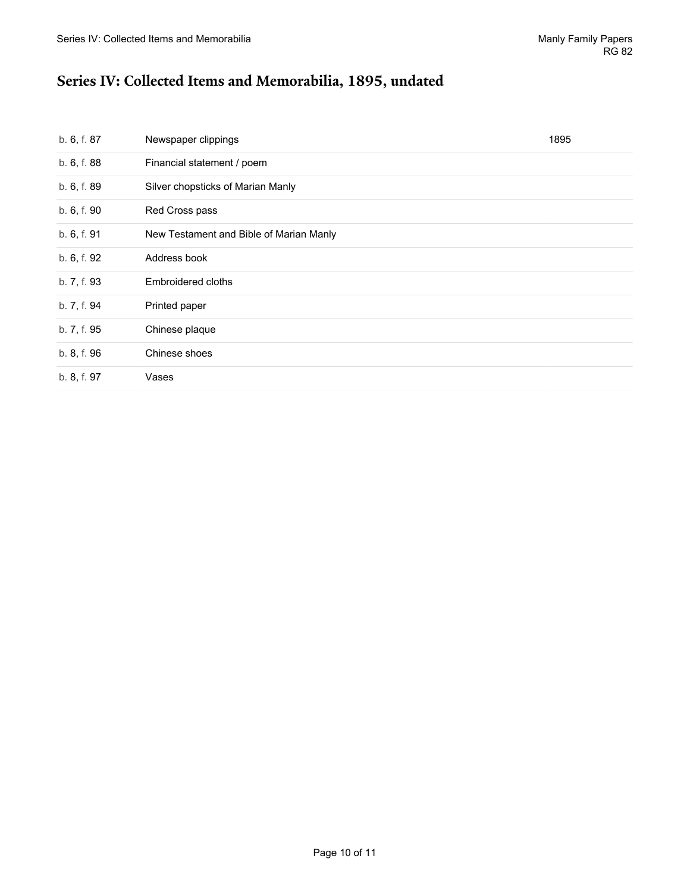# Series IV: Collected Items and Memorabilia, 1895, undated

| Box/Folder | Description | Date |
|---|---|---|
| b. 6, f. 87 | Newspaper clippings | 1895 |
| b. 6, f. 88 | Financial statement / poem | |
| b. 6, f. 89 | Silver chopsticks of Marian Manly | |
| b. 6, f. 90 | Red Cross pass | |
| b. 6, f. 91 | New Testament and Bible of Marian Manly | |
| b. 6, f. 92 | Address book | |
| b. 7, f. 93 | Embroidered cloths | |
| b. 7, f. 94 | Printed paper | |
| b. 7, f. 95 | Chinese plaque | |
| b. 8, f. 96 | Chinese shoes | |
| b. 8, f. 97 | Vases | |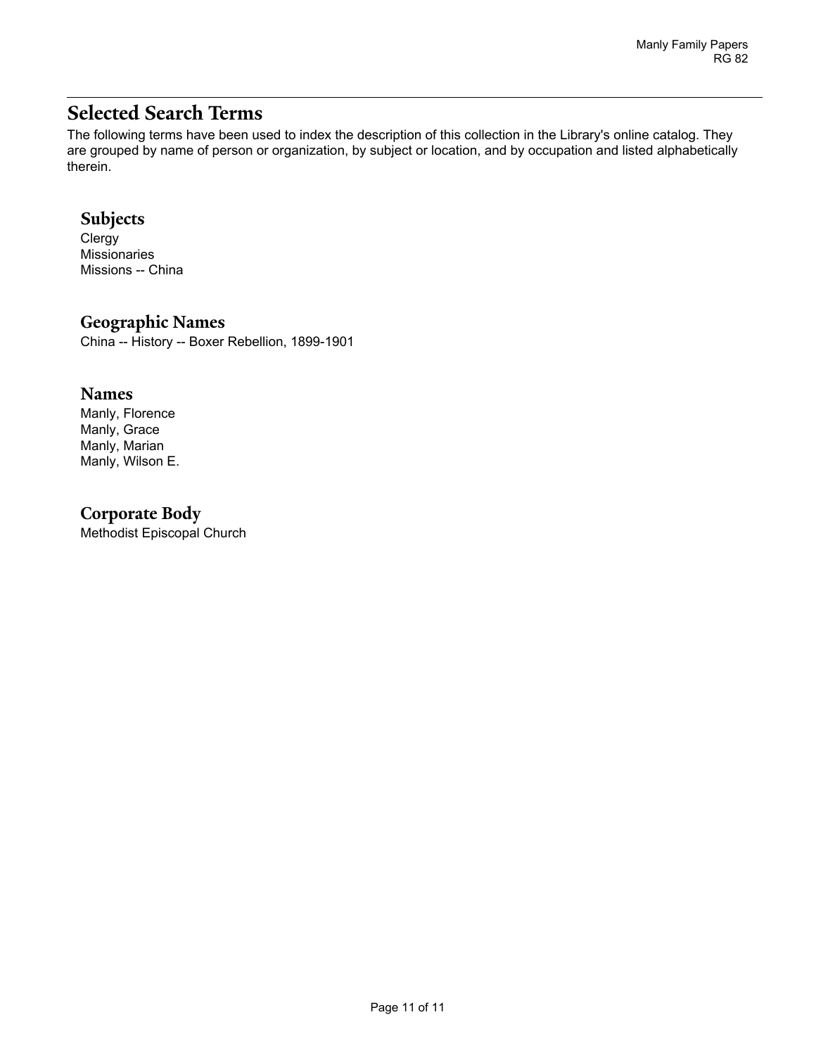## Selected Search Terms

The following terms have been used to index the description of this collection in the Library's online catalog. They are grouped by name of person or organization, by subject or location, and by occupation and listed alphabetically therein.

### Subjects

Clergy
Missionaries
Missions -- China

### Geographic Names

China -- History -- Boxer Rebellion, 1899-1901

### Names

Manly, Florence
Manly, Grace
Manly, Marian
Manly, Wilson E.

### Corporate Body

Methodist Episcopal Church